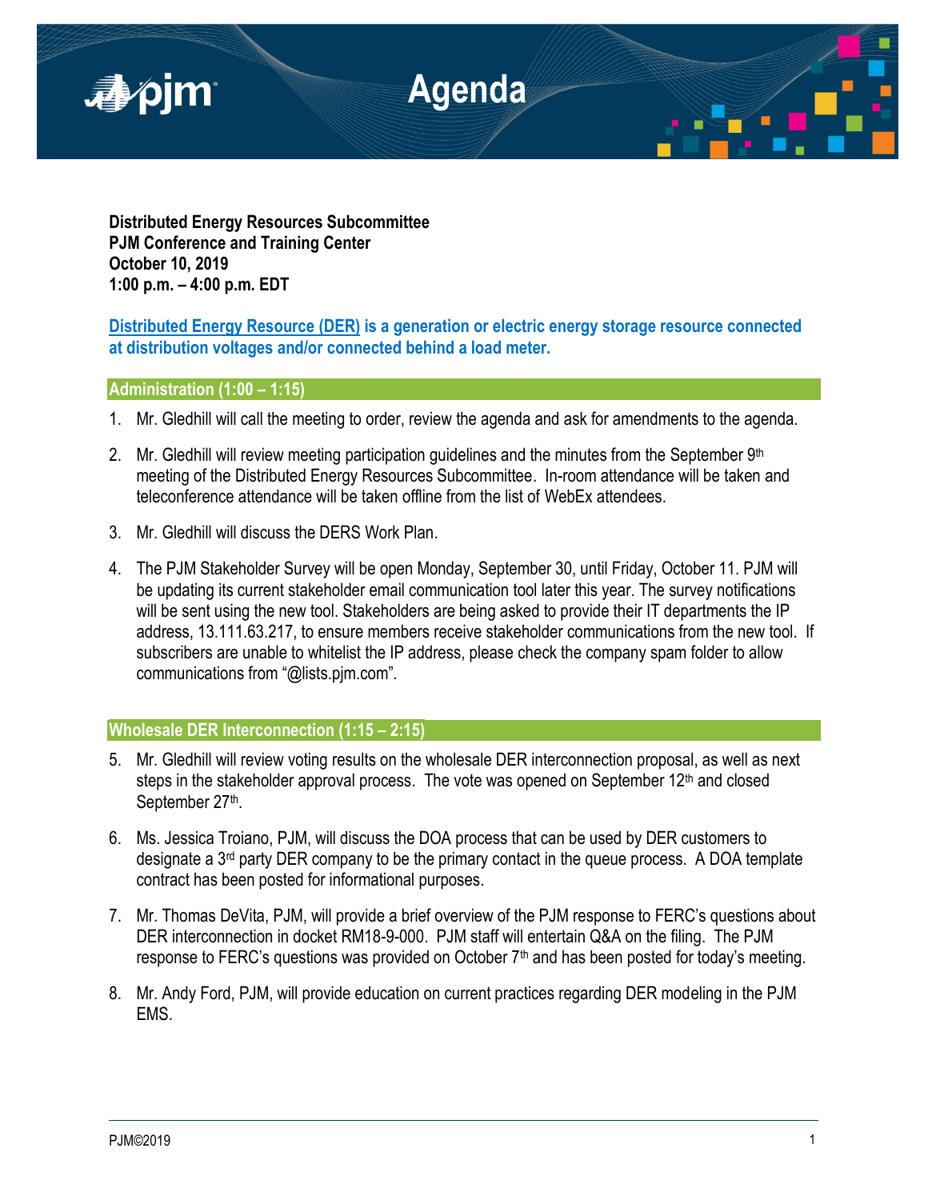# Agenda

**Distributed Energy Resources Subcommittee**
**PJM Conference and Training Center**
**October 10, 2019**
**1:00 p.m. – 4:00 p.m. EDT**

**Distributed Energy Resource (DER) is a generation or electric energy storage resource connected at distribution voltages and/or connected behind a load meter.**

## Administration (1:00 – 1:15)

1. Mr. Gledhill will call the meeting to order, review the agenda and ask for amendments to the agenda.

2. Mr. Gledhill will review meeting participation guidelines and the minutes from the September 9th meeting of the Distributed Energy Resources Subcommittee. In-room attendance will be taken and teleconference attendance will be taken offline from the list of WebEx attendees.

3. Mr. Gledhill will discuss the DERS Work Plan.

4. The PJM Stakeholder Survey will be open Monday, September 30, until Friday, October 11. PJM will be updating its current stakeholder email communication tool later this year. The survey notifications will be sent using the new tool. Stakeholders are being asked to provide their IT departments the IP address, 13.111.63.217, to ensure members receive stakeholder communications from the new tool. If subscribers are unable to whitelist the IP address, please check the company spam folder to allow communications from "@lists.pjm.com".

## Wholesale DER Interconnection (1:15 – 2:15)

5. Mr. Gledhill will review voting results on the wholesale DER interconnection proposal, as well as next steps in the stakeholder approval process. The vote was opened on September 12th and closed September 27th.

6. Ms. Jessica Troiano, PJM, will discuss the DOA process that can be used by DER customers to designate a 3rd party DER company to be the primary contact in the queue process. A DOA template contract has been posted for informational purposes.

7. Mr. Thomas DeVita, PJM, will provide a brief overview of the PJM response to FERC's questions about DER interconnection in docket RM18-9-000. PJM staff will entertain Q&A on the filing. The PJM response to FERC's questions was provided on October 7th and has been posted for today's meeting.

8. Mr. Andy Ford, PJM, will provide education on current practices regarding DER modeling in the PJM EMS.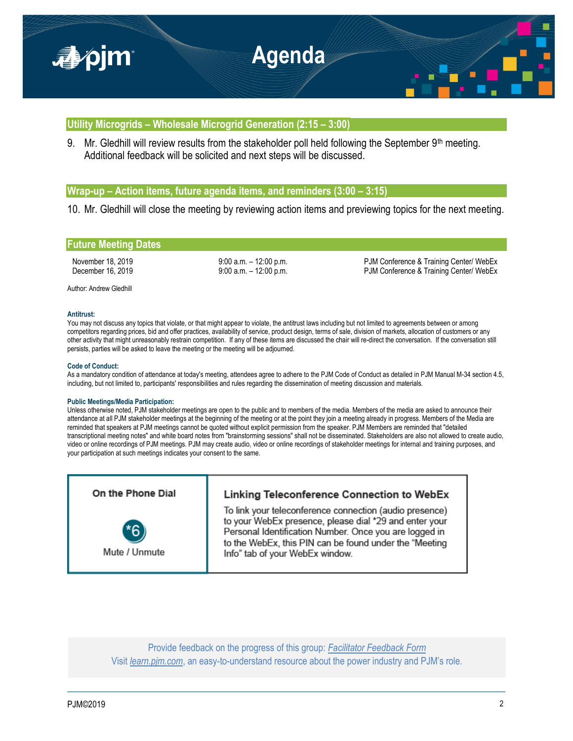# Agenda

## Utility Microgrids – Wholesale Microgrid Generation (2:15 – 3:00)

9. Mr. Gledhill will review results from the stakeholder poll held following the September 9th meeting. Additional feedback will be solicited and next steps will be discussed.

## Wrap-up – Action items, future agenda items, and reminders (3:00 – 3:15)

10. Mr. Gledhill will close the meeting by reviewing action items and previewing topics for the next meeting.

## Future Meeting Dates

| | | |
|---|---|---|
| November 18, 2019 | 9:00 a.m. – 12:00 p.m. | PJM Conference & Training Center/ WebEx |
| December 16, 2019 | 9:00 a.m. – 12:00 p.m. | PJM Conference & Training Center/ WebEx |

Author: Andrew Gledhill

**Antitrust:**
You may not discuss any topics that violate, or that might appear to violate, the antitrust laws including but not limited to agreements between or among competitors regarding prices, bid and offer practices, availability of service, product design, terms of sale, division of markets, allocation of customers or any other activity that might unreasonably restrain competition. If any of these items are discussed the chair will re-direct the conversation. If the conversation still persists, parties will be asked to leave the meeting or the meeting will be adjourned.

**Code of Conduct:**
As a mandatory condition of attendance at today's meeting, attendees agree to adhere to the PJM Code of Conduct as detailed in PJM Manual M-34 section 4.5, including, but not limited to, participants' responsibilities and rules regarding the dissemination of meeting discussion and materials.

**Public Meetings/Media Participation:**
Unless otherwise noted, PJM stakeholder meetings are open to the public and to members of the media. Members of the media are asked to announce their attendance at all PJM stakeholder meetings at the beginning of the meeting or at the point they join a meeting already in progress. Members of the Media are reminded that speakers at PJM meetings cannot be quoted without explicit permission from the speaker. PJM Members are reminded that "detailed transcriptional meeting notes" and white board notes from "brainstorming sessions" shall not be disseminated. Stakeholders are also not allowed to create audio, video or online recordings of PJM meetings. PJM may create audio, video or online recordings of stakeholder meetings for internal and training purposes, and your participation at such meetings indicates your consent to the same.

| On the Phone Dial | Linking Teleconference Connection to WebEx |
|---|---|
| *6 Mute / Unmute | To link your teleconference connection (audio presence) to your WebEx presence, please dial *29 and enter your Personal Identification Number. Once you are logged in to the WebEx, this PIN can be found under the "Meeting Info" tab of your WebEx window. |

Provide feedback on the progress of this group: *Facilitator Feedback Form*
Visit *learn.pjm.com*, an easy-to-understand resource about the power industry and PJM's role.

PJM©2019